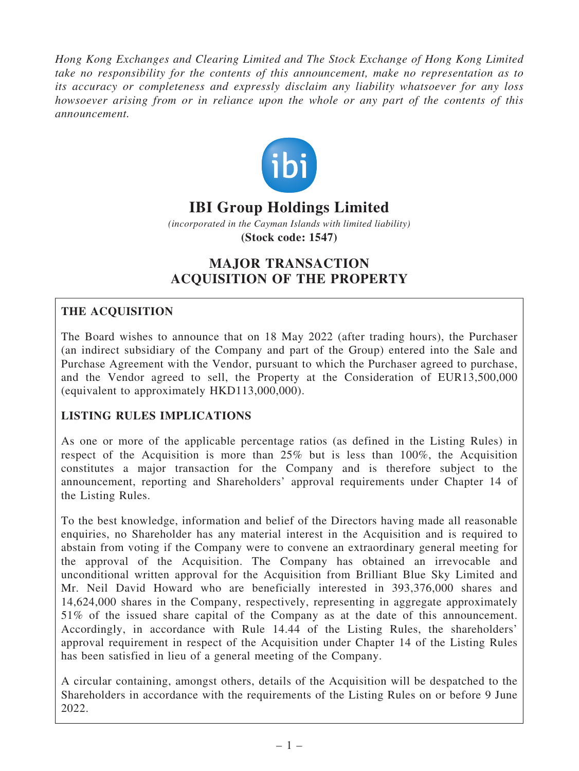*Hong Kong Exchanges and Clearing Limited and The Stock Exchange of Hong Kong Limited take no responsibility for the contents of this announcement, make no representation as to its accuracy or completeness and expressly disclaim any liability whatsoever for any loss howsoever arising from or in reliance upon the whole or any part of the contents of this announcement.*

# IBI Group Holdings Limited

*(incorporated in the Cayman Islands with limited liability)*

**(Stock code: 1547)**

## MAJOR TRANSACTION ACQUISITION OF THE PROPERTY

### THE ACQUISITION

The Board wishes to announce that on 18 May 2022 (after trading hours), the Purchaser (an indirect subsidiary of the Company and part of the Group) entered into the Sale and Purchase Agreement with the Vendor, pursuant to which the Purchaser agreed to purchase, and the Vendor agreed to sell, the Property at the Consideration of EUR13,500,000 (equivalent to approximately HKD113,000,000).

### LISTING RULES IMPLICATIONS

As one or more of the applicable percentage ratios (as defined in the Listing Rules) in respect of the Acquisition is more than 25% but is less than 100%, the Acquisition constitutes a major transaction for the Company and is therefore subject to the announcement, reporting and Shareholders' approval requirements under Chapter 14 of the Listing Rules.

To the best knowledge, information and belief of the Directors having made all reasonable enquiries, no Shareholder has any material interest in the Acquisition and is required to abstain from voting if the Company were to convene an extraordinary general meeting for the approval of the Acquisition. The Company has obtained an irrevocable and unconditional written approval for the Acquisition from Brilliant Blue Sky Limited and Mr. Neil David Howard who are beneficially interested in 393,376,000 shares and 14,624,000 shares in the Company, respectively, representing in aggregate approximately 51% of the issued share capital of the Company as at the date of this announcement. Accordingly, in accordance with Rule 14.44 of the Listing Rules, the shareholders' approval requirement in respect of the Acquisition under Chapter 14 of the Listing Rules has been satisfied in lieu of a general meeting of the Company.

A circular containing, amongst others, details of the Acquisition will be despatched to the Shareholders in accordance with the requirements of the Listing Rules on or before 9 June 2022.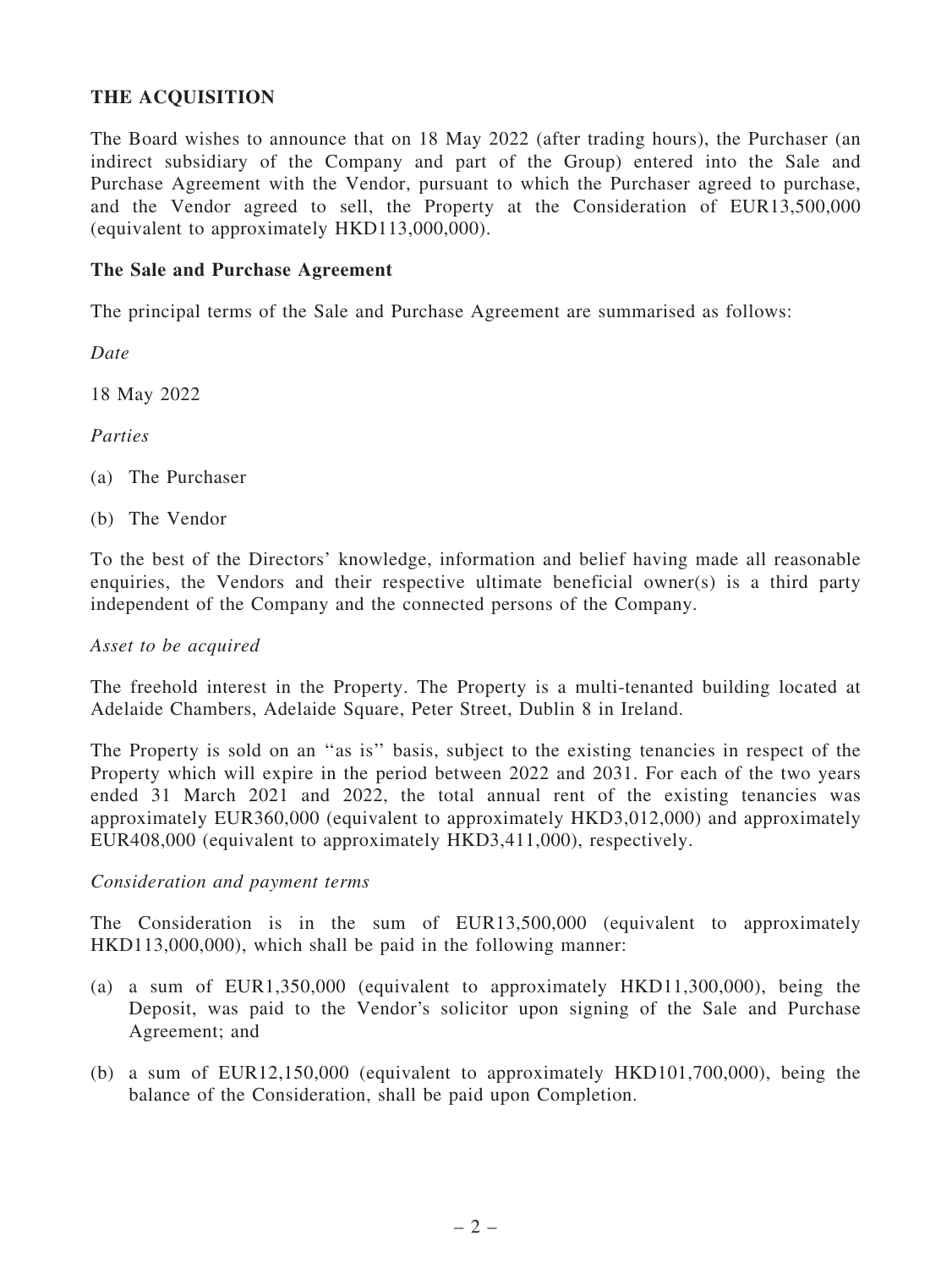## THE ACQUISITION

The Board wishes to announce that on 18 May 2022 (after trading hours), the Purchaser (an indirect subsidiary of the Company and part of the Group) entered into the Sale and Purchase Agreement with the Vendor, pursuant to which the Purchaser agreed to purchase, and the Vendor agreed to sell, the Property at the Consideration of EUR13,500,000 (equivalent to approximately HKD113,000,000).

### The Sale and Purchase Agreement

The principal terms of the Sale and Purchase Agreement are summarised as follows:

*Date*

18 May 2022

*Parties*

(a) The Purchaser

(b) The Vendor

To the best of the Directors' knowledge, information and belief having made all reasonable enquiries, the Vendors and their respective ultimate beneficial owner(s) is a third party independent of the Company and the connected persons of the Company.

*Asset to be acquired*

The freehold interest in the Property. The Property is a multi-tenanted building located at Adelaide Chambers, Adelaide Square, Peter Street, Dublin 8 in Ireland.

The Property is sold on an ''as is'' basis, subject to the existing tenancies in respect of the Property which will expire in the period between 2022 and 2031. For each of the two years ended 31 March 2021 and 2022, the total annual rent of the existing tenancies was approximately EUR360,000 (equivalent to approximately HKD3,012,000) and approximately EUR408,000 (equivalent to approximately HKD3,411,000), respectively.

*Consideration and payment terms*

The Consideration is in the sum of EUR13,500,000 (equivalent to approximately HKD113,000,000), which shall be paid in the following manner:

(a) a sum of EUR1,350,000 (equivalent to approximately HKD11,300,000), being the Deposit, was paid to the Vendor's solicitor upon signing of the Sale and Purchase Agreement; and

(b) a sum of EUR12,150,000 (equivalent to approximately HKD101,700,000), being the balance of the Consideration, shall be paid upon Completion.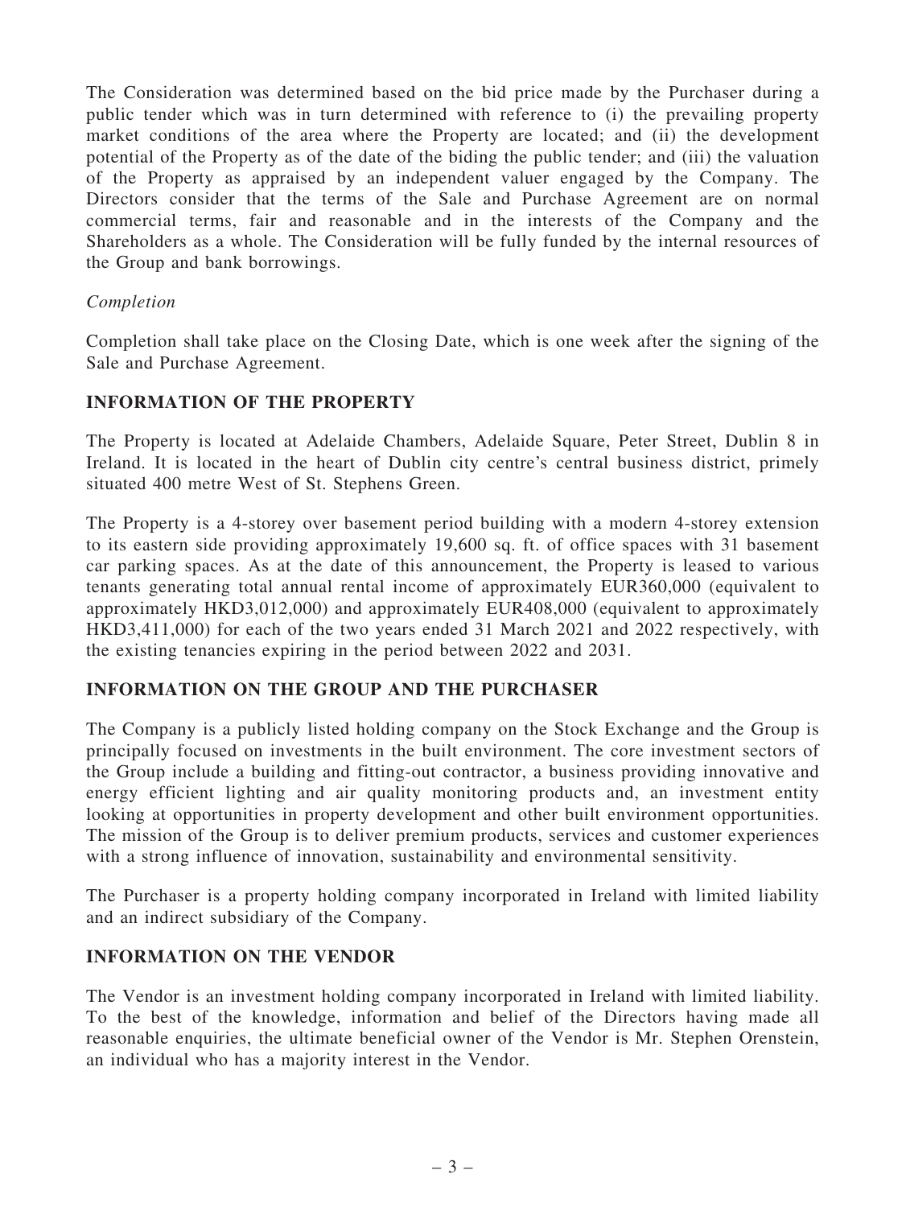The Consideration was determined based on the bid price made by the Purchaser during a public tender which was in turn determined with reference to (i) the prevailing property market conditions of the area where the Property are located; and (ii) the development potential of the Property as of the date of the biding the public tender; and (iii) the valuation of the Property as appraised by an independent valuer engaged by the Company. The Directors consider that the terms of the Sale and Purchase Agreement are on normal commercial terms, fair and reasonable and in the interests of the Company and the Shareholders as a whole. The Consideration will be fully funded by the internal resources of the Group and bank borrowings.

*Completion*

Completion shall take place on the Closing Date, which is one week after the signing of the Sale and Purchase Agreement.

## INFORMATION OF THE PROPERTY

The Property is located at Adelaide Chambers, Adelaide Square, Peter Street, Dublin 8 in Ireland. It is located in the heart of Dublin city centre's central business district, primely situated 400 metre West of St. Stephens Green.

The Property is a 4-storey over basement period building with a modern 4-storey extension to its eastern side providing approximately 19,600 sq. ft. of office spaces with 31 basement car parking spaces. As at the date of this announcement, the Property is leased to various tenants generating total annual rental income of approximately EUR360,000 (equivalent to approximately HKD3,012,000) and approximately EUR408,000 (equivalent to approximately HKD3,411,000) for each of the two years ended 31 March 2021 and 2022 respectively, with the existing tenancies expiring in the period between 2022 and 2031.

## INFORMATION ON THE GROUP AND THE PURCHASER

The Company is a publicly listed holding company on the Stock Exchange and the Group is principally focused on investments in the built environment. The core investment sectors of the Group include a building and fitting-out contractor, a business providing innovative and energy efficient lighting and air quality monitoring products and, an investment entity looking at opportunities in property development and other built environment opportunities. The mission of the Group is to deliver premium products, services and customer experiences with a strong influence of innovation, sustainability and environmental sensitivity.

The Purchaser is a property holding company incorporated in Ireland with limited liability and an indirect subsidiary of the Company.

## INFORMATION ON THE VENDOR

The Vendor is an investment holding company incorporated in Ireland with limited liability. To the best of the knowledge, information and belief of the Directors having made all reasonable enquiries, the ultimate beneficial owner of the Vendor is Mr. Stephen Orenstein, an individual who has a majority interest in the Vendor.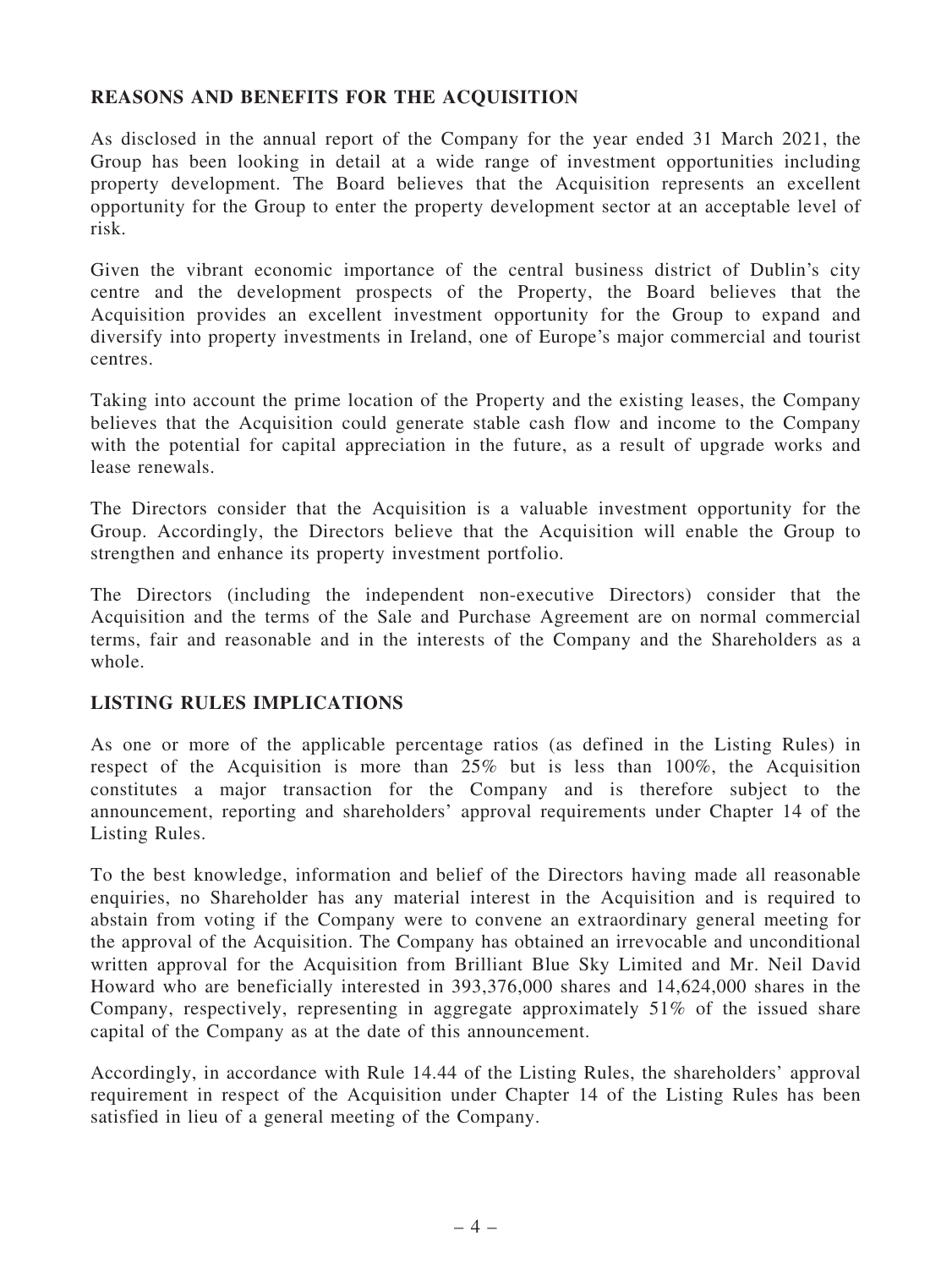## REASONS AND BENEFITS FOR THE ACQUISITION

As disclosed in the annual report of the Company for the year ended 31 March 2021, the Group has been looking in detail at a wide range of investment opportunities including property development. The Board believes that the Acquisition represents an excellent opportunity for the Group to enter the property development sector at an acceptable level of risk.

Given the vibrant economic importance of the central business district of Dublin's city centre and the development prospects of the Property, the Board believes that the Acquisition provides an excellent investment opportunity for the Group to expand and diversify into property investments in Ireland, one of Europe's major commercial and tourist centres.

Taking into account the prime location of the Property and the existing leases, the Company believes that the Acquisition could generate stable cash flow and income to the Company with the potential for capital appreciation in the future, as a result of upgrade works and lease renewals.

The Directors consider that the Acquisition is a valuable investment opportunity for the Group. Accordingly, the Directors believe that the Acquisition will enable the Group to strengthen and enhance its property investment portfolio.

The Directors (including the independent non-executive Directors) consider that the Acquisition and the terms of the Sale and Purchase Agreement are on normal commercial terms, fair and reasonable and in the interests of the Company and the Shareholders as a whole.

## LISTING RULES IMPLICATIONS

As one or more of the applicable percentage ratios (as defined in the Listing Rules) in respect of the Acquisition is more than 25% but is less than 100%, the Acquisition constitutes a major transaction for the Company and is therefore subject to the announcement, reporting and shareholders' approval requirements under Chapter 14 of the Listing Rules.

To the best knowledge, information and belief of the Directors having made all reasonable enquiries, no Shareholder has any material interest in the Acquisition and is required to abstain from voting if the Company were to convene an extraordinary general meeting for the approval of the Acquisition. The Company has obtained an irrevocable and unconditional written approval for the Acquisition from Brilliant Blue Sky Limited and Mr. Neil David Howard who are beneficially interested in 393,376,000 shares and 14,624,000 shares in the Company, respectively, representing in aggregate approximately 51% of the issued share capital of the Company as at the date of this announcement.

Accordingly, in accordance with Rule 14.44 of the Listing Rules, the shareholders' approval requirement in respect of the Acquisition under Chapter 14 of the Listing Rules has been satisfied in lieu of a general meeting of the Company.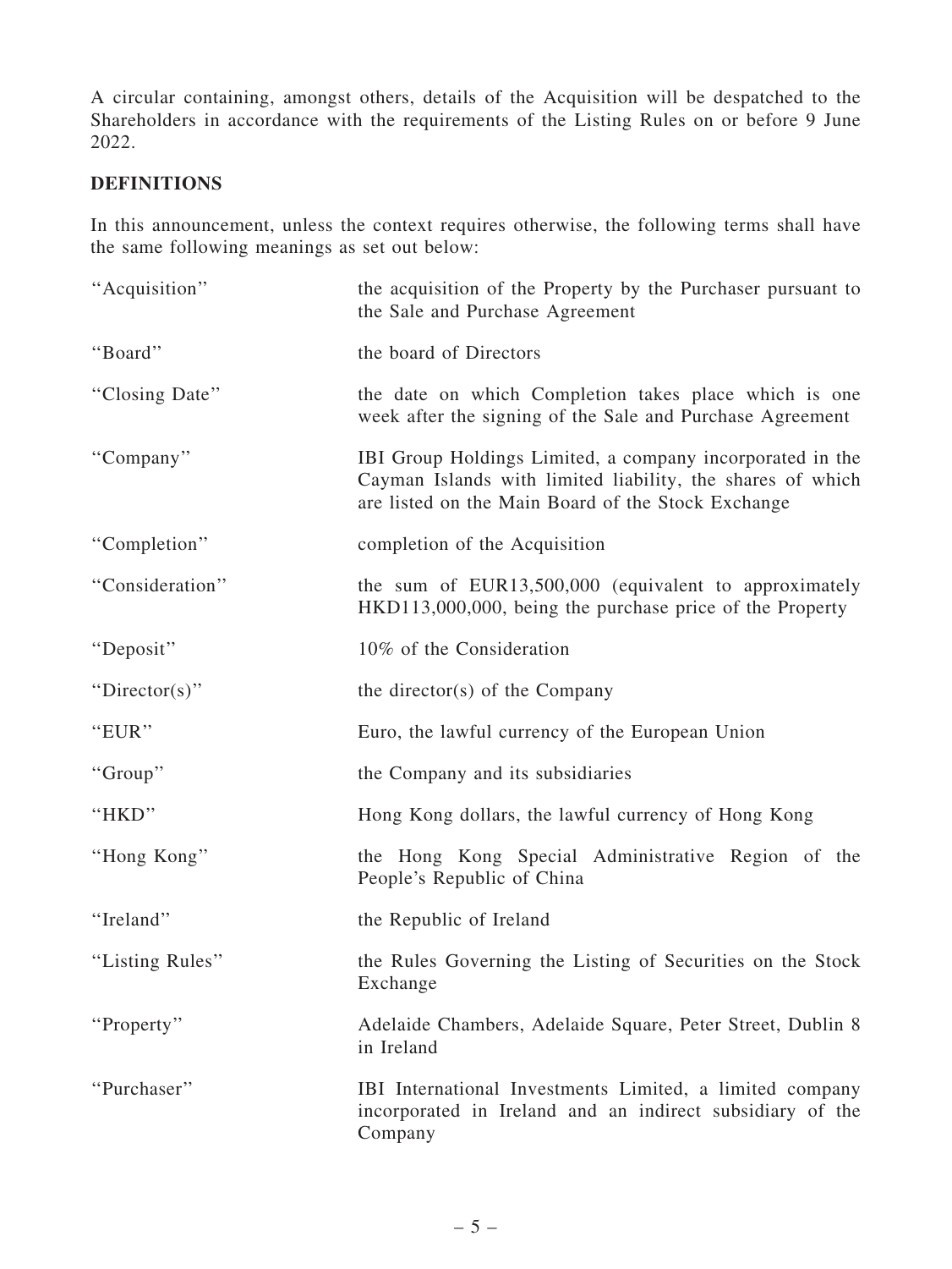A circular containing, amongst others, details of the Acquisition will be despatched to the Shareholders in accordance with the requirements of the Listing Rules on or before 9 June 2022.

**DEFINITIONS**

In this announcement, unless the context requires otherwise, the following terms shall have the same following meanings as set out below:

| | |
|---|---|
| "Acquisition" | the acquisition of the Property by the Purchaser pursuant to the Sale and Purchase Agreement |
| "Board" | the board of Directors |
| "Closing Date" | the date on which Completion takes place which is one week after the signing of the Sale and Purchase Agreement |
| "Company" | IBI Group Holdings Limited, a company incorporated in the Cayman Islands with limited liability, the shares of which are listed on the Main Board of the Stock Exchange |
| "Completion" | completion of the Acquisition |
| "Consideration" | the sum of EUR13,500,000 (equivalent to approximately HKD113,000,000, being the purchase price of the Property |
| "Deposit" | 10% of the Consideration |
| "Director(s)" | the director(s) of the Company |
| "EUR" | Euro, the lawful currency of the European Union |
| "Group" | the Company and its subsidiaries |
| "HKD" | Hong Kong dollars, the lawful currency of Hong Kong |
| "Hong Kong" | the Hong Kong Special Administrative Region of the People's Republic of China |
| "Ireland" | the Republic of Ireland |
| "Listing Rules" | the Rules Governing the Listing of Securities on the Stock Exchange |
| "Property" | Adelaide Chambers, Adelaide Square, Peter Street, Dublin 8 in Ireland |
| "Purchaser" | IBI International Investments Limited, a limited company incorporated in Ireland and an indirect subsidiary of the Company |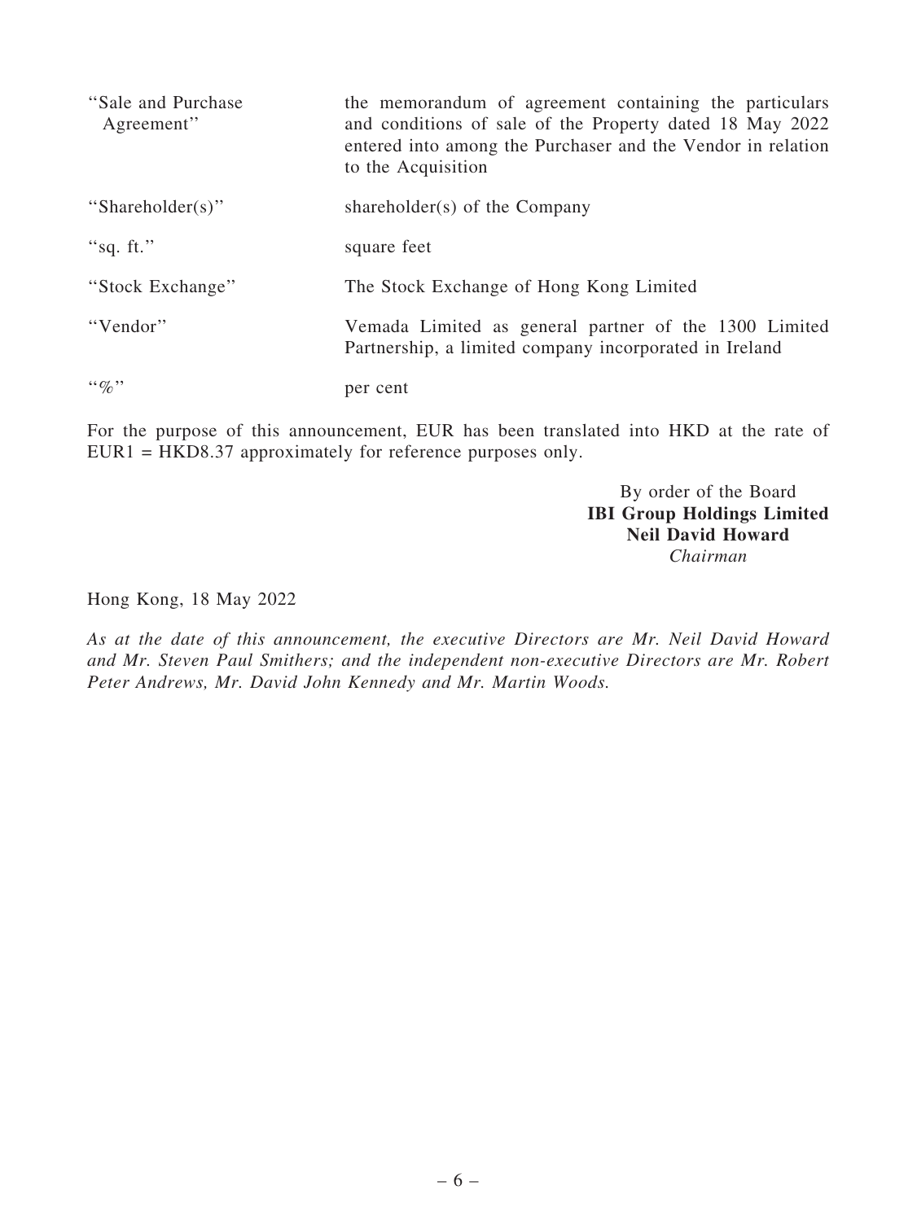| | |
|---|---|
| "Sale and Purchase Agreement" | the memorandum of agreement containing the particulars and conditions of sale of the Property dated 18 May 2022 entered into among the Purchaser and the Vendor in relation to the Acquisition |
| "Shareholder(s)" | shareholder(s) of the Company |
| "sq. ft." | square feet |
| "Stock Exchange" | The Stock Exchange of Hong Kong Limited |
| "Vendor" | Vemada Limited as general partner of the 1300 Limited Partnership, a limited company incorporated in Ireland |
| "%" | per cent |

For the purpose of this announcement, EUR has been translated into HKD at the rate of EUR1 = HKD8.37 approximately for reference purposes only.

By order of the Board
**IBI Group Holdings Limited**
**Neil David Howard**
*Chairman*

Hong Kong, 18 May 2022

*As at the date of this announcement, the executive Directors are Mr. Neil David Howard and Mr. Steven Paul Smithers; and the independent non-executive Directors are Mr. Robert Peter Andrews, Mr. David John Kennedy and Mr. Martin Woods.*